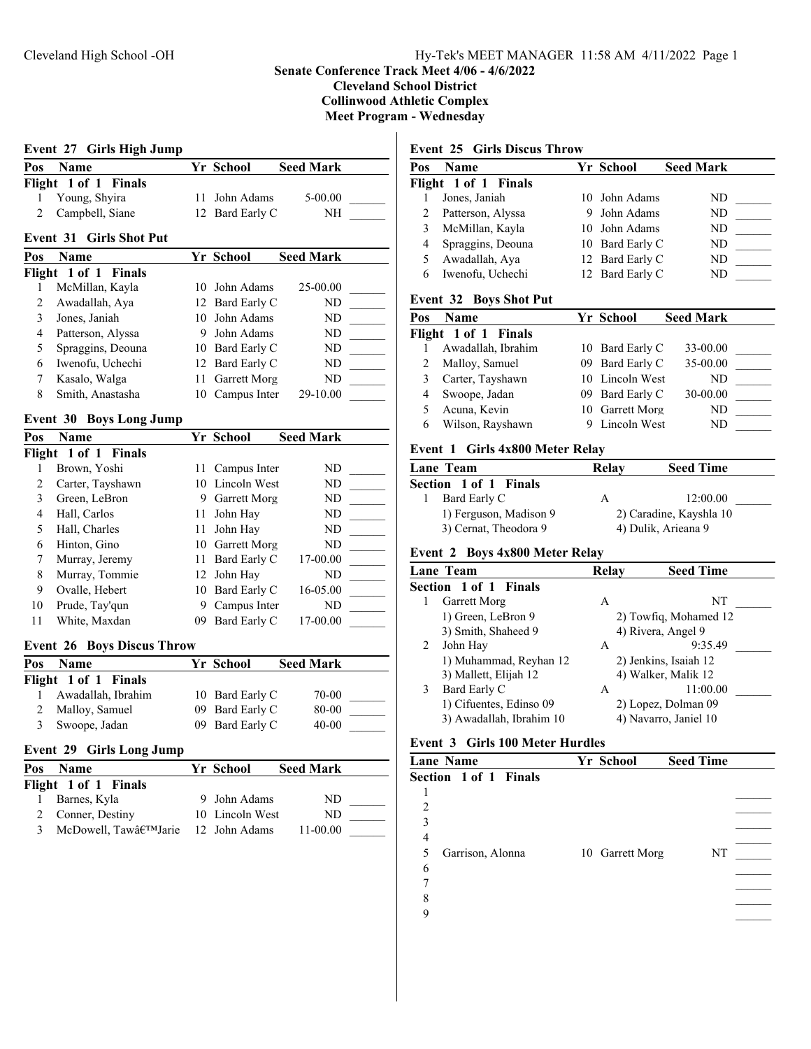**Senate Conference Track Meet 4/06 - 4/6/2022**
**Cleveland School District**
**Collinwood Athletic Complex**
**Meet Program - Wednesday**

### Event 27 Girls High Jump

| Pos | Name | Yr | School | Seed Mark | |
|---|---|---|---|---|---|
| **Flight 1 of 1 Finals** | | | | | |
| 1 | Young, Shyira | 11 | John Adams | 5-00.00 | ______ |
| 2 | Campbell, Siane | 12 | Bard Early C | NH | ______ |

### Event 31 Girls Shot Put

| Pos | Name | Yr | School | Seed Mark | |
|---|---|---|---|---|---|
| **Flight 1 of 1 Finals** | | | | | |
| 1 | McMillan, Kayla | 10 | John Adams | 25-00.00 | ______ |
| 2 | Awadallah, Aya | 12 | Bard Early C | ND | ______ |
| 3 | Jones, Janiah | 10 | John Adams | ND | ______ |
| 4 | Patterson, Alyssa | 9 | John Adams | ND | ______ |
| 5 | Spraggins, Deouna | 10 | Bard Early C | ND | ______ |
| 6 | Iwenofu, Uchechi | 12 | Bard Early C | ND | ______ |
| 7 | Kasalo, Walga | 11 | Garrett Morg | ND | ______ |
| 8 | Smith, Anastasha | 10 | Campus Inter | 29-10.00 | ______ |

### Event 30 Boys Long Jump

| Pos | Name | Yr | School | Seed Mark | |
|---|---|---|---|---|---|
| **Flight 1 of 1 Finals** | | | | | |
| 1 | Brown, Yoshi | 11 | Campus Inter | ND | ______ |
| 2 | Carter, Tayshawn | 10 | Lincoln West | ND | ______ |
| 3 | Green, LeBron | 9 | Garrett Morg | ND | ______ |
| 4 | Hall, Carlos | 11 | John Hay | ND | ______ |
| 5 | Hall, Charles | 11 | John Hay | ND | ______ |
| 6 | Hinton, Gino | 10 | Garrett Morg | ND | ______ |
| 7 | Murray, Jeremy | 11 | Bard Early C | 17-00.00 | ______ |
| 8 | Murray, Tommie | 12 | John Hay | ND | ______ |
| 9 | Ovalle, Hebert | 10 | Bard Early C | 16-05.00 | ______ |
| 10 | Prude, Tay'qun | 9 | Campus Inter | ND | ______ |
| 11 | White, Maxdan | 09 | Bard Early C | 17-00.00 | ______ |

### Event 26 Boys Discus Throw

| Pos | Name | Yr | School | Seed Mark | |
|---|---|---|---|---|---|
| **Flight 1 of 1 Finals** | | | | | |
| 1 | Awadallah, Ibrahim | 10 | Bard Early C | 70-00 | ______ |
| 2 | Malloy, Samuel | 09 | Bard Early C | 80-00 | ______ |
| 3 | Swoope, Jadan | 09 | Bard Early C | 40-00 | ______ |

### Event 29 Girls Long Jump

| Pos | Name | Yr | School | Seed Mark | |
|---|---|---|---|---|---|
| **Flight 1 of 1 Finals** | | | | | |
| 1 | Barnes, Kyla | 9 | John Adams | ND | ______ |
| 2 | Conner, Destiny | 10 | Lincoln West | ND | ______ |
| 3 | McDowell, Tawâ€™Jarie | 12 | John Adams | 11-00.00 | ______ |

### Event 25 Girls Discus Throw

| Pos | Name | Yr | School | Seed Mark | |
|---|---|---|---|---|---|
| **Flight 1 of 1 Finals** | | | | | |
| 1 | Jones, Janiah | 10 | John Adams | ND | ______ |
| 2 | Patterson, Alyssa | 9 | John Adams | ND | ______ |
| 3 | McMillan, Kayla | 10 | John Adams | ND | ______ |
| 4 | Spraggins, Deouna | 10 | Bard Early C | ND | ______ |
| 5 | Awadallah, Aya | 12 | Bard Early C | ND | ______ |
| 6 | Iwenofu, Uchechi | 12 | Bard Early C | ND | ______ |

### Event 32 Boys Shot Put

| Pos | Name | Yr | School | Seed Mark | |
|---|---|---|---|---|---|
| **Flight 1 of 1 Finals** | | | | | |
| 1 | Awadallah, Ibrahim | 10 | Bard Early C | 33-00.00 | ______ |
| 2 | Malloy, Samuel | 09 | Bard Early C | 35-00.00 | ______ |
| 3 | Carter, Tayshawn | 10 | Lincoln West | ND | ______ |
| 4 | Swoope, Jadan | 09 | Bard Early C | 30-00.00 | ______ |
| 5 | Acuna, Kevin | 10 | Garrett Morg | ND | ______ |
| 6 | Wilson, Rayshawn | 9 | Lincoln West | ND | ______ |

### Event 1 Girls 4x800 Meter Relay

| Lane | Team | Relay | Seed Time | |
|---|---|---|---|---|
| **Section 1 of 1 Finals** | | | | |
| 1 | Bard Early C | A | 12:00.00 | ______ |
| | 1) Ferguson, Madison 9 | | 2) Caradine, Kayshla 10 | |
| | 3) Cernat, Theodora 9 | | 4) Dulik, Arieana 9 | |

### Event 2 Boys 4x800 Meter Relay

| Lane | Team | Relay | Seed Time | |
|---|---|---|---|---|
| **Section 1 of 1 Finals** | | | | |
| 1 | Garrett Morg | A | NT | ______ |
| | 1) Green, LeBron 9 | | 2) Towfiq, Mohamed 12 | |
| | 3) Smith, Shaheed 9 | | 4) Rivera, Angel 9 | |
| 2 | John Hay | A | 9:35.49 | ______ |
| | 1) Muhammad, Reyhan 12 | | 2) Jenkins, Isaiah 12 | |
| | 3) Mallett, Elijah 12 | | 4) Walker, Malik 12 | |
| 3 | Bard Early C | A | 11:00.00 | ______ |
| | 1) Cifuentes, Edinso 09 | | 2) Lopez, Dolman 09 | |
| | 3) Awadallah, Ibrahim 10 | | 4) Navarro, Janiel 10 | |

### Event 3 Girls 100 Meter Hurdles

| Lane | Name | Yr | School | Seed Time | |
|---|---|---|---|---|---|
| **Section 1 of 1 Finals** | | | | | |
| 1 | | | | | ______ |
| 2 | | | | | ______ |
| 3 | | | | | ______ |
| 4 | | | | | ______ |
| 5 | Garrison, Alonna | 10 | Garrett Morg | NT | ______ |
| 6 | | | | | ______ |
| 7 | | | | | ______ |
| 8 | | | | | ______ |
| 9 | | | | | ______ |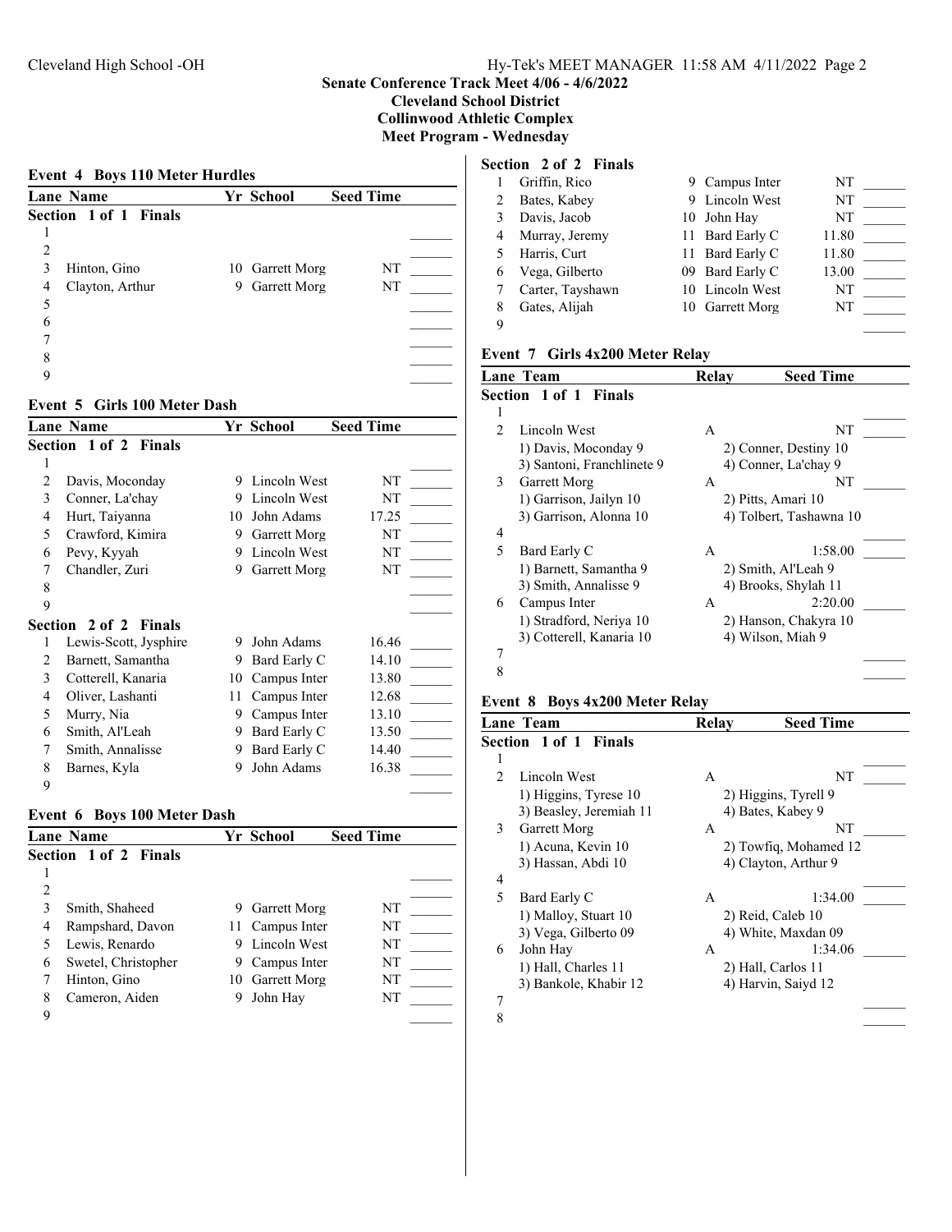**Senate Conference Track Meet 4/06 - 4/6/2022**
**Cleveland School District**
**Collinwood Athletic Complex**
**Meet Program - Wednesday**

### Event 4 Boys 110 Meter Hurdles

| Lane | Name | Yr | School | Seed Time |
|---|---|---|---|---|
| **Section 1 of 1 Finals** | | | | |
| 1 | | | | |
| 2 | | | | |
| 3 | Hinton, Gino | 10 | Garrett Morg | NT |
| 4 | Clayton, Arthur | 9 | Garrett Morg | NT |
| 5 | | | | |
| 6 | | | | |
| 7 | | | | |
| 8 | | | | |
| 9 | | | | |

### Event 5 Girls 100 Meter Dash

| Lane | Name | Yr | School | Seed Time |
|---|---|---|---|---|
| **Section 1 of 2 Finals** | | | | |
| 1 | | | | |
| 2 | Davis, Moconday | 9 | Lincoln West | NT |
| 3 | Conner, La'chay | 9 | Lincoln West | NT |
| 4 | Hurt, Taiyanna | 10 | John Adams | 17.25 |
| 5 | Crawford, Kimira | 9 | Garrett Morg | NT |
| 6 | Pevy, Kyyah | 9 | Lincoln West | NT |
| 7 | Chandler, Zuri | 9 | Garrett Morg | NT |
| 8 | | | | |
| 9 | | | | |
| **Section 2 of 2 Finals** | | | | |
| 1 | Lewis-Scott, Jysphire | 9 | John Adams | 16.46 |
| 2 | Barnett, Samantha | 9 | Bard Early C | 14.10 |
| 3 | Cotterell, Kanaria | 10 | Campus Inter | 13.80 |
| 4 | Oliver, Lashanti | 11 | Campus Inter | 12.68 |
| 5 | Murry, Nia | 9 | Campus Inter | 13.10 |
| 6 | Smith, Al'Leah | 9 | Bard Early C | 13.50 |
| 7 | Smith, Annalisse | 9 | Bard Early C | 14.40 |
| 8 | Barnes, Kyla | 9 | John Adams | 16.38 |
| 9 | | | | |

### Event 6 Boys 100 Meter Dash

| Lane | Name | Yr | School | Seed Time |
|---|---|---|---|---|
| **Section 1 of 2 Finals** | | | | |
| 1 | | | | |
| 2 | | | | |
| 3 | Smith, Shaheed | 9 | Garrett Morg | NT |
| 4 | Rampshard, Davon | 11 | Campus Inter | NT |
| 5 | Lewis, Renardo | 9 | Lincoln West | NT |
| 6 | Swetel, Christopher | 9 | Campus Inter | NT |
| 7 | Hinton, Gino | 10 | Garrett Morg | NT |
| 8 | Cameron, Aiden | 9 | John Hay | NT |
| 9 | | | | |
| **Section 2 of 2 Finals** | | | | |
| 1 | Griffin, Rico | 9 | Campus Inter | NT |
| 2 | Bates, Kabey | 9 | Lincoln West | NT |
| 3 | Davis, Jacob | 10 | John Hay | NT |
| 4 | Murray, Jeremy | 11 | Bard Early C | 11.80 |
| 5 | Harris, Curt | 11 | Bard Early C | 11.80 |
| 6 | Vega, Gilberto | 09 | Bard Early C | 13.00 |
| 7 | Carter, Tayshawn | 10 | Lincoln West | NT |
| 8 | Gates, Alijah | 10 | Garrett Morg | NT |
| 9 | | | | |

### Event 7 Girls 4x200 Meter Relay

| Lane | Team | Relay | Seed Time |
|---|---|---|---|
| **Section 1 of 1 Finals** | | | |
| 1 | | | |
| 2 | Lincoln West | A | NT |
| | 1) Davis, Moconday 9; 2) Conner, Destiny 10; 3) Santoni, Franchlinete 9; 4) Conner, La'chay 9 | | |
| 3 | Garrett Morg | A | NT |
| | 1) Garrison, Jailyn 10; 2) Pitts, Amari 10; 3) Garrison, Alonna 10; 4) Tolbert, Tashawna 10 | | |
| 4 | | | |
| 5 | Bard Early C | A | 1:58.00 |
| | 1) Barnett, Samantha 9; 2) Smith, Al'Leah 9; 3) Smith, Annalisse 9; 4) Brooks, Shylah 11 | | |
| 6 | Campus Inter | A | 2:20.00 |
| | 1) Stradford, Neriya 10; 2) Hanson, Chakyra 10; 3) Cotterell, Kanaria 10; 4) Wilson, Miah 9 | | |
| 7 | | | |
| 8 | | | |

### Event 8 Boys 4x200 Meter Relay

| Lane | Team | Relay | Seed Time |
|---|---|---|---|
| **Section 1 of 1 Finals** | | | |
| 1 | | | |
| 2 | Lincoln West | A | NT |
| | 1) Higgins, Tyrese 10; 2) Higgins, Tyrell 9; 3) Beasley, Jeremiah 11; 4) Bates, Kabey 9 | | |
| 3 | Garrett Morg | A | NT |
| | 1) Acuna, Kevin 10; 2) Towfiq, Mohamed 12; 3) Hassan, Abdi 10; 4) Clayton, Arthur 9 | | |
| 4 | | | |
| 5 | Bard Early C | A | 1:34.00 |
| | 1) Malloy, Stuart 10; 2) Reid, Caleb 10; 3) Vega, Gilberto 09; 4) White, Maxdan 09 | | |
| 6 | John Hay | A | 1:34.06 |
| | 1) Hall, Charles 11; 2) Hall, Carlos 11; 3) Bankole, Khabir 12; 4) Harvin, Saiyd 12 | | |
| 7 | | | |
| 8 | | | |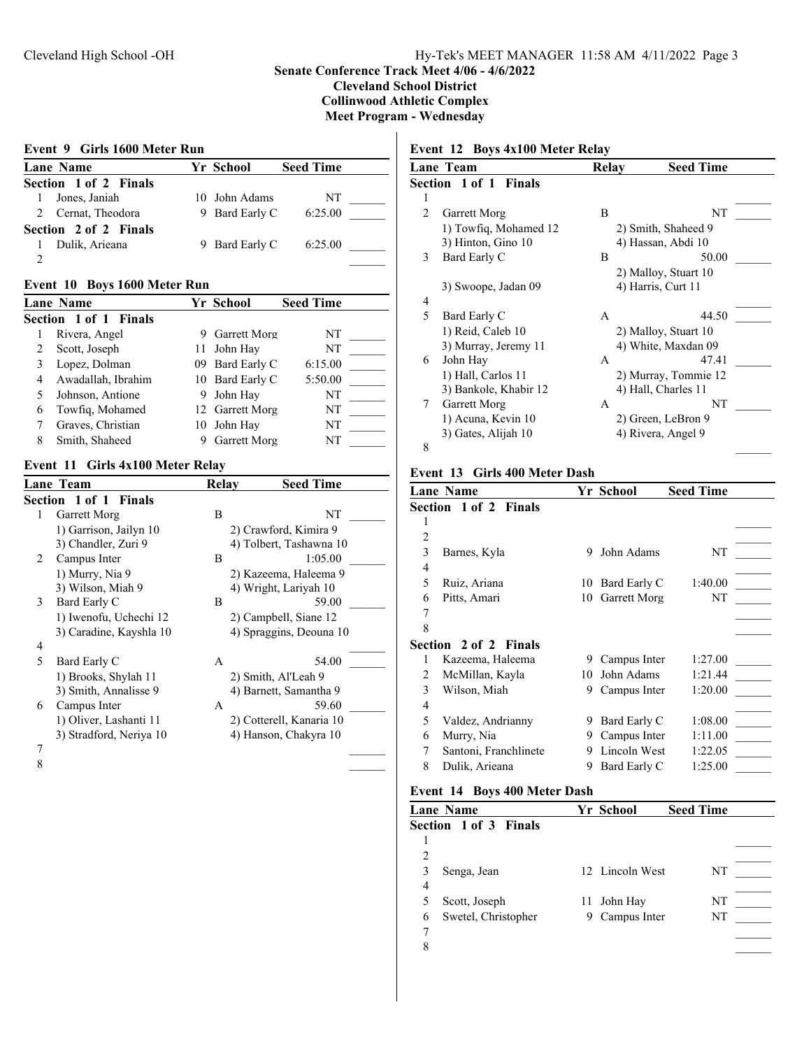# Senate Conference Track Meet 4/06 - 4/6/2022

**Cleveland School District**
**Collinwood Athletic Complex**
**Meet Program - Wednesday**

### Event 9 Girls 1600 Meter Run

| Lane | Name | Yr | School | Seed Time |
|---|---|---|---|---|
| **Section 1 of 2 Finals** | | | | |
| 1 | Jones, Janiah | 10 | John Adams | NT |
| 2 | Cernat, Theodora | 9 | Bard Early C | 6:25.00 |
| **Section 2 of 2 Finals** | | | | |
| 1 | Dulik, Arieana | 9 | Bard Early C | 6:25.00 |
| 2 | | | | |

### Event 10 Boys 1600 Meter Run

| Lane | Name | Yr | School | Seed Time |
|---|---|---|---|---|
| **Section 1 of 1 Finals** | | | | |
| 1 | Rivera, Angel | 9 | Garrett Morg | NT |
| 2 | Scott, Joseph | 11 | John Hay | NT |
| 3 | Lopez, Dolman | 09 | Bard Early C | 6:15.00 |
| 4 | Awadallah, Ibrahim | 10 | Bard Early C | 5:50.00 |
| 5 | Johnson, Antione | 9 | John Hay | NT |
| 6 | Towfiq, Mohamed | 12 | Garrett Morg | NT |
| 7 | Graves, Christian | 10 | John Hay | NT |
| 8 | Smith, Shaheed | 9 | Garrett Morg | NT |

### Event 11 Girls 4x100 Meter Relay

| Lane | Team | Relay | Seed Time |
|---|---|---|---|
| **Section 1 of 1 Finals** | | | |
| 1 | Garrett Morg | B | NT |
| | 1) Garrison, Jailyn 10 | 2) Crawford, Kimira 9 | |
| | 3) Chandler, Zuri 9 | 4) Tolbert, Tashawna 10 | |
| 2 | Campus Inter | B | 1:05.00 |
| | 1) Murry, Nia 9 | 2) Kazeema, Haleema 9 | |
| | 3) Wilson, Miah 9 | 4) Wright, Lariyah 10 | |
| 3 | Bard Early C | B | 59.00 |
| | 1) Iwenofu, Uchechi 12 | 2) Campbell, Siane 12 | |
| | 3) Caradine, Kayshla 10 | 4) Spraggins, Deouna 10 | |
| 4 | | | |
| 5 | Bard Early C | A | 54.00 |
| | 1) Brooks, Shylah 11 | 2) Smith, Al'Leah 9 | |
| | 3) Smith, Annalisse 9 | 4) Barnett, Samantha 9 | |
| 6 | Campus Inter | A | 59.60 |
| | 1) Oliver, Lashanti 11 | 2) Cotterell, Kanaria 10 | |
| | 3) Stradford, Neriya 10 | 4) Hanson, Chakyra 10 | |
| 7 | | | |
| 8 | | | |

### Event 12 Boys 4x100 Meter Relay

| Lane | Team | Relay | Seed Time |
|---|---|---|---|
| **Section 1 of 1 Finals** | | | |
| 1 | | | |
| 2 | Garrett Morg | B | NT |
| | 1) Towfiq, Mohamed 12 | 2) Smith, Shaheed 9 | |
| | 3) Hinton, Gino 10 | 4) Hassan, Abdi 10 | |
| 3 | Bard Early C | B | 50.00 |
| | | 2) Malloy, Stuart 10 | |
| | 3) Swoope, Jadan 09 | 4) Harris, Curt 11 | |
| 4 | | | |
| 5 | Bard Early C | A | 44.50 |
| | 1) Reid, Caleb 10 | 2) Malloy, Stuart 10 | |
| | 3) Murray, Jeremy 11 | 4) White, Maxdan 09 | |
| 6 | John Hay | A | 47.41 |
| | 1) Hall, Carlos 11 | 2) Murray, Tommie 12 | |
| | 3) Bankole, Khabir 12 | 4) Hall, Charles 11 | |
| 7 | Garrett Morg | A | NT |
| | 1) Acuna, Kevin 10 | 2) Green, LeBron 9 | |
| | 3) Gates, Alijah 10 | 4) Rivera, Angel 9 | |
| 8 | | | |

### Event 13 Girls 400 Meter Dash

| Lane | Name | Yr | School | Seed Time |
|---|---|---|---|---|
| **Section 1 of 2 Finals** | | | | |
| 1 | | | | |
| 2 | | | | |
| 3 | Barnes, Kyla | 9 | John Adams | NT |
| 4 | | | | |
| 5 | Ruiz, Ariana | 10 | Bard Early C | 1:40.00 |
| 6 | Pitts, Amari | 10 | Garrett Morg | NT |
| 7 | | | | |
| 8 | | | | |
| **Section 2 of 2 Finals** | | | | |
| 1 | Kazeema, Haleema | 9 | Campus Inter | 1:27.00 |
| 2 | McMillan, Kayla | 10 | John Adams | 1:21.44 |
| 3 | Wilson, Miah | 9 | Campus Inter | 1:20.00 |
| 4 | | | | |
| 5 | Valdez, Andrianny | 9 | Bard Early C | 1:08.00 |
| 6 | Murry, Nia | 9 | Campus Inter | 1:11.00 |
| 7 | Santoni, Franchlinete | 9 | Lincoln West | 1:22.05 |
| 8 | Dulik, Arieana | 9 | Bard Early C | 1:25.00 |

### Event 14 Boys 400 Meter Dash

| Lane | Name | Yr | School | Seed Time |
|---|---|---|---|---|
| **Section 1 of 3 Finals** | | | | |
| 1 | | | | |
| 2 | | | | |
| 3 | Senga, Jean | 12 | Lincoln West | NT |
| 4 | | | | |
| 5 | Scott, Joseph | 11 | John Hay | NT |
| 6 | Swetel, Christopher | 9 | Campus Inter | NT |
| 7 | | | | |
| 8 | | | | |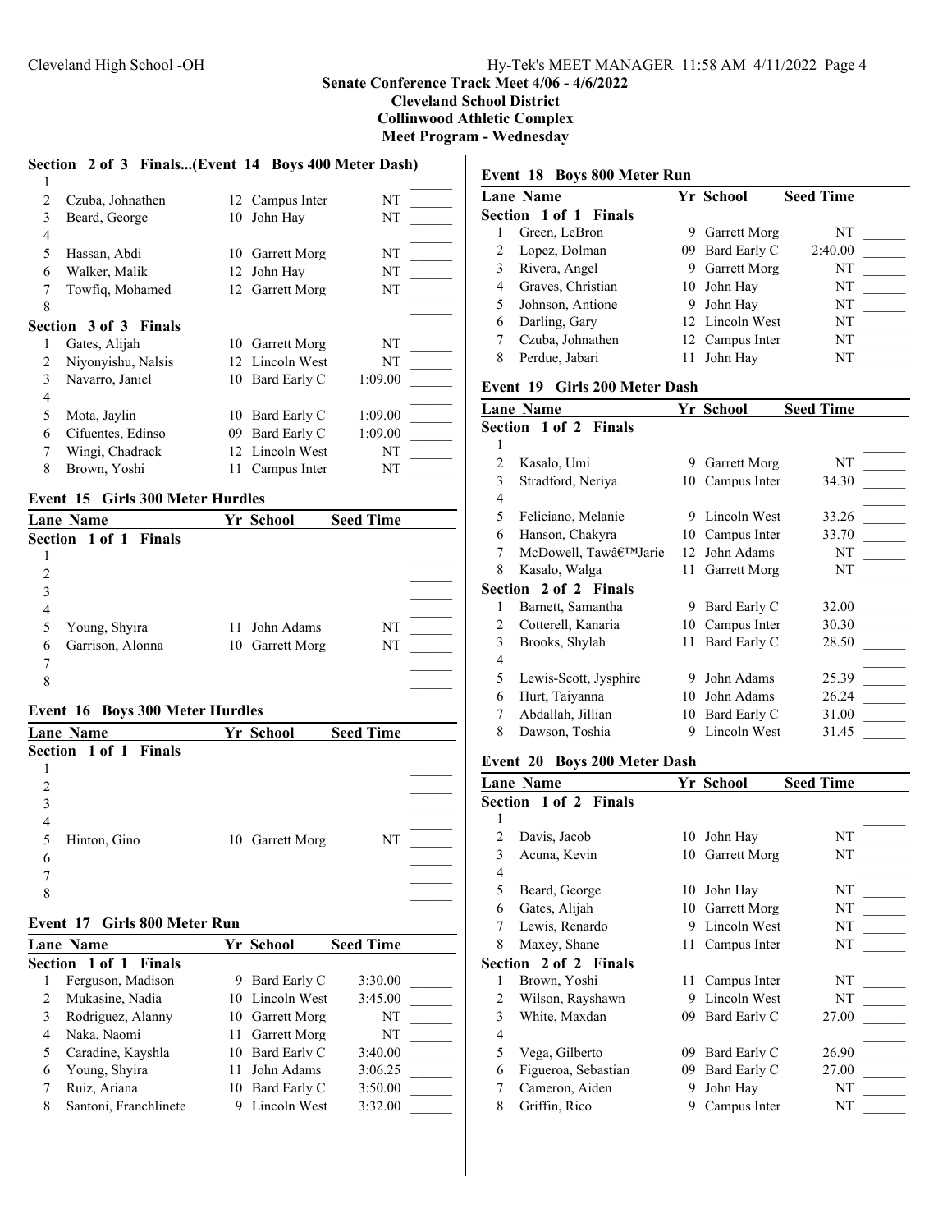## Senate Conference Track Meet 4/06 - 4/6/2022
### Cleveland School District
### Collinwood Athletic Complex
### Meet Program - Wednesday

**Section 2 of 3 Finals...(Event 14 Boys 400 Meter Dash)**

| Lane | Name | Yr | School | Seed Time |
|---|---|---|---|---|
| 1 | | | | |
| 2 | Czuba, Johnathen | 12 | Campus Inter | NT |
| 3 | Beard, George | 10 | John Hay | NT |
| 4 | | | | |
| 5 | Hassan, Abdi | 10 | Garrett Morg | NT |
| 6 | Walker, Malik | 12 | John Hay | NT |
| 7 | Towfiq, Mohamed | 12 | Garrett Morg | NT |
| 8 | | | | |
| **Section 3 of 3 Finals** | | | | |
| 1 | Gates, Alijah | 10 | Garrett Morg | NT |
| 2 | Niyonyishu, Nalsis | 12 | Lincoln West | NT |
| 3 | Navarro, Janiel | 10 | Bard Early C | 1:09.00 |
| 4 | | | | |
| 5 | Mota, Jaylin | 10 | Bard Early C | 1:09.00 |
| 6 | Cifuentes, Edinso | 09 | Bard Early C | 1:09.00 |
| 7 | Wingi, Chadrack | 12 | Lincoln West | NT |
| 8 | Brown, Yoshi | 11 | Campus Inter | NT |

### Event 15 Girls 300 Meter Hurdles

| Lane | Name | Yr | School | Seed Time |
|---|---|---|---|---|
| **Section 1 of 1 Finals** | | | | |
| 1 | | | | |
| 2 | | | | |
| 3 | | | | |
| 4 | | | | |
| 5 | Young, Shyira | 11 | John Adams | NT |
| 6 | Garrison, Alonna | 10 | Garrett Morg | NT |
| 7 | | | | |
| 8 | | | | |

### Event 16 Boys 300 Meter Hurdles

| Lane | Name | Yr | School | Seed Time |
|---|---|---|---|---|
| **Section 1 of 1 Finals** | | | | |
| 1 | | | | |
| 2 | | | | |
| 3 | | | | |
| 4 | | | | |
| 5 | Hinton, Gino | 10 | Garrett Morg | NT |
| 6 | | | | |
| 7 | | | | |
| 8 | | | | |

### Event 17 Girls 800 Meter Run

| Lane | Name | Yr | School | Seed Time |
|---|---|---|---|---|
| **Section 1 of 1 Finals** | | | | |
| 1 | Ferguson, Madison | 9 | Bard Early C | 3:30.00 |
| 2 | Mukasine, Nadia | 10 | Lincoln West | 3:45.00 |
| 3 | Rodriguez, Alanny | 10 | Garrett Morg | NT |
| 4 | Naka, Naomi | 11 | Garrett Morg | NT |
| 5 | Caradine, Kayshla | 10 | Bard Early C | 3:40.00 |
| 6 | Young, Shyira | 11 | John Adams | 3:06.25 |
| 7 | Ruiz, Ariana | 10 | Bard Early C | 3:50.00 |
| 8 | Santoni, Franchlinete | 9 | Lincoln West | 3:32.00 |

### Event 18 Boys 800 Meter Run

| Lane | Name | Yr | School | Seed Time |
|---|---|---|---|---|
| **Section 1 of 1 Finals** | | | | |
| 1 | Green, LeBron | 9 | Garrett Morg | NT |
| 2 | Lopez, Dolman | 09 | Bard Early C | 2:40.00 |
| 3 | Rivera, Angel | 9 | Garrett Morg | NT |
| 4 | Graves, Christian | 10 | John Hay | NT |
| 5 | Johnson, Antione | 9 | John Hay | NT |
| 6 | Darling, Gary | 12 | Lincoln West | NT |
| 7 | Czuba, Johnathen | 12 | Campus Inter | NT |
| 8 | Perdue, Jabari | 11 | John Hay | NT |

### Event 19 Girls 200 Meter Dash

| Lane | Name | Yr | School | Seed Time |
|---|---|---|---|---|
| **Section 1 of 2 Finals** | | | | |
| 1 | | | | |
| 2 | Kasalo, Umi | 9 | Garrett Morg | NT |
| 3 | Stradford, Neriya | 10 | Campus Inter | 34.30 |
| 4 | | | | |
| 5 | Feliciano, Melanie | 9 | Lincoln West | 33.26 |
| 6 | Hanson, Chakyra | 10 | Campus Inter | 33.70 |
| 7 | McDowell, Tawâ€™Jarie | 12 | John Adams | NT |
| 8 | Kasalo, Walga | 11 | Garrett Morg | NT |
| **Section 2 of 2 Finals** | | | | |
| 1 | Barnett, Samantha | 9 | Bard Early C | 32.00 |
| 2 | Cotterell, Kanaria | 10 | Campus Inter | 30.30 |
| 3 | Brooks, Shylah | 11 | Bard Early C | 28.50 |
| 4 | | | | |
| 5 | Lewis-Scott, Jysphire | 9 | John Adams | 25.39 |
| 6 | Hurt, Taiyanna | 10 | John Adams | 26.24 |
| 7 | Abdallah, Jillian | 10 | Bard Early C | 31.00 |
| 8 | Dawson, Toshia | 9 | Lincoln West | 31.45 |

### Event 20 Boys 200 Meter Dash

| Lane | Name | Yr | School | Seed Time |
|---|---|---|---|---|
| **Section 1 of 2 Finals** | | | | |
| 1 | | | | |
| 2 | Davis, Jacob | 10 | John Hay | NT |
| 3 | Acuna, Kevin | 10 | Garrett Morg | NT |
| 4 | | | | |
| 5 | Beard, George | 10 | John Hay | NT |
| 6 | Gates, Alijah | 10 | Garrett Morg | NT |
| 7 | Lewis, Renardo | 9 | Lincoln West | NT |
| 8 | Maxey, Shane | 11 | Campus Inter | NT |
| **Section 2 of 2 Finals** | | | | |
| 1 | Brown, Yoshi | 11 | Campus Inter | NT |
| 2 | Wilson, Rayshawn | 9 | Lincoln West | NT |
| 3 | White, Maxdan | 09 | Bard Early C | 27.00 |
| 4 | | | | |
| 5 | Vega, Gilberto | 09 | Bard Early C | 26.90 |
| 6 | Figueroa, Sebastian | 09 | Bard Early C | 27.00 |
| 7 | Cameron, Aiden | 9 | John Hay | NT |
| 8 | Griffin, Rico | 9 | Campus Inter | NT |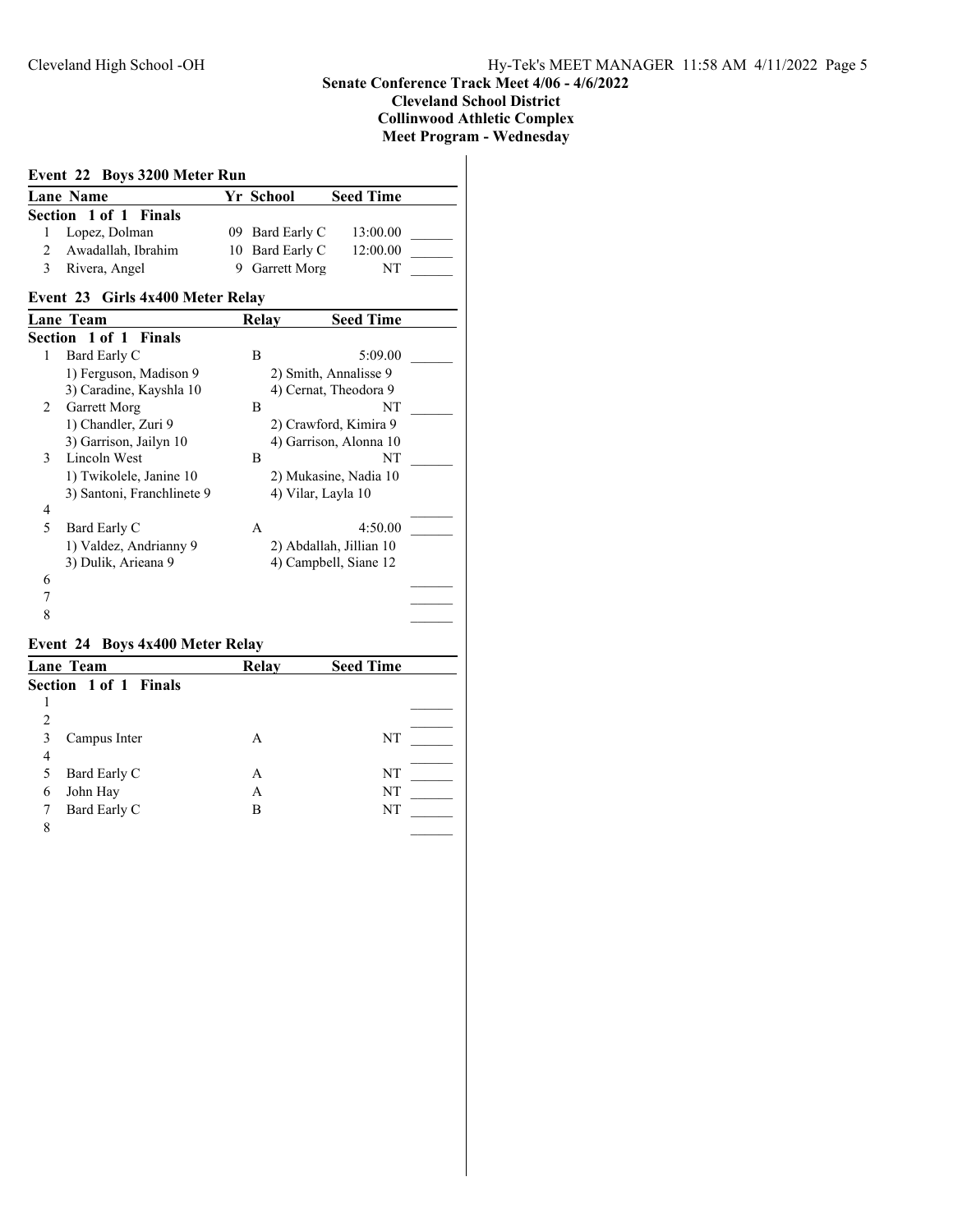**Senate Conference Track Meet 4/06 - 4/6/2022**
**Cleveland School District**
**Collinwood Athletic Complex**
**Meet Program - Wednesday**

### Event 22 Boys 3200 Meter Run

| Lane | Name | Yr | School | Seed Time | |
|---|---|---|---|---|---|
| **Section 1 of 1 Finals** | | | | | |
| 1 | Lopez, Dolman | 09 | Bard Early C | 13:00.00 | ______ |
| 2 | Awadallah, Ibrahim | 10 | Bard Early C | 12:00.00 | ______ |
| 3 | Rivera, Angel | 9 | Garrett Morg | NT | ______ |

### Event 23 Girls 4x400 Meter Relay

| Lane | Team | Relay | Seed Time | |
|---|---|---|---|---|
| **Section 1 of 1 Finals** | | | | |
| 1 | Bard Early C | B | 5:09.00 | ______ |
| | 1) Ferguson, Madison 9 | 2) Smith, Annalisse 9 | | |
| | 3) Caradine, Kayshla 10 | 4) Cernat, Theodora 9 | | |
| 2 | Garrett Morg | B | NT | ______ |
| | 1) Chandler, Zuri 9 | 2) Crawford, Kimira 9 | | |
| | 3) Garrison, Jailyn 10 | 4) Garrison, Alonna 10 | | |
| 3 | Lincoln West | B | NT | ______ |
| | 1) Twikolele, Janine 10 | 2) Mukasine, Nadia 10 | | |
| | 3) Santoni, Franchlinete 9 | 4) Vilar, Layla 10 | | |
| 4 | | | | ______ |
| 5 | Bard Early C | A | 4:50.00 | ______ |
| | 1) Valdez, Andrianny 9 | 2) Abdallah, Jillian 10 | | |
| | 3) Dulik, Arieana 9 | 4) Campbell, Siane 12 | | |
| 6 | | | | ______ |
| 7 | | | | ______ |
| 8 | | | | ______ |

### Event 24 Boys 4x400 Meter Relay

| Lane | Team | Relay | Seed Time | |
|---|---|---|---|---|
| **Section 1 of 1 Finals** | | | | |
| 1 | | | | ______ |
| 2 | | | | ______ |
| 3 | Campus Inter | A | NT | ______ |
| 4 | | | | ______ |
| 5 | Bard Early C | A | NT | ______ |
| 6 | John Hay | A | NT | ______ |
| 7 | Bard Early C | B | NT | ______ |
| 8 | | | | ______ |